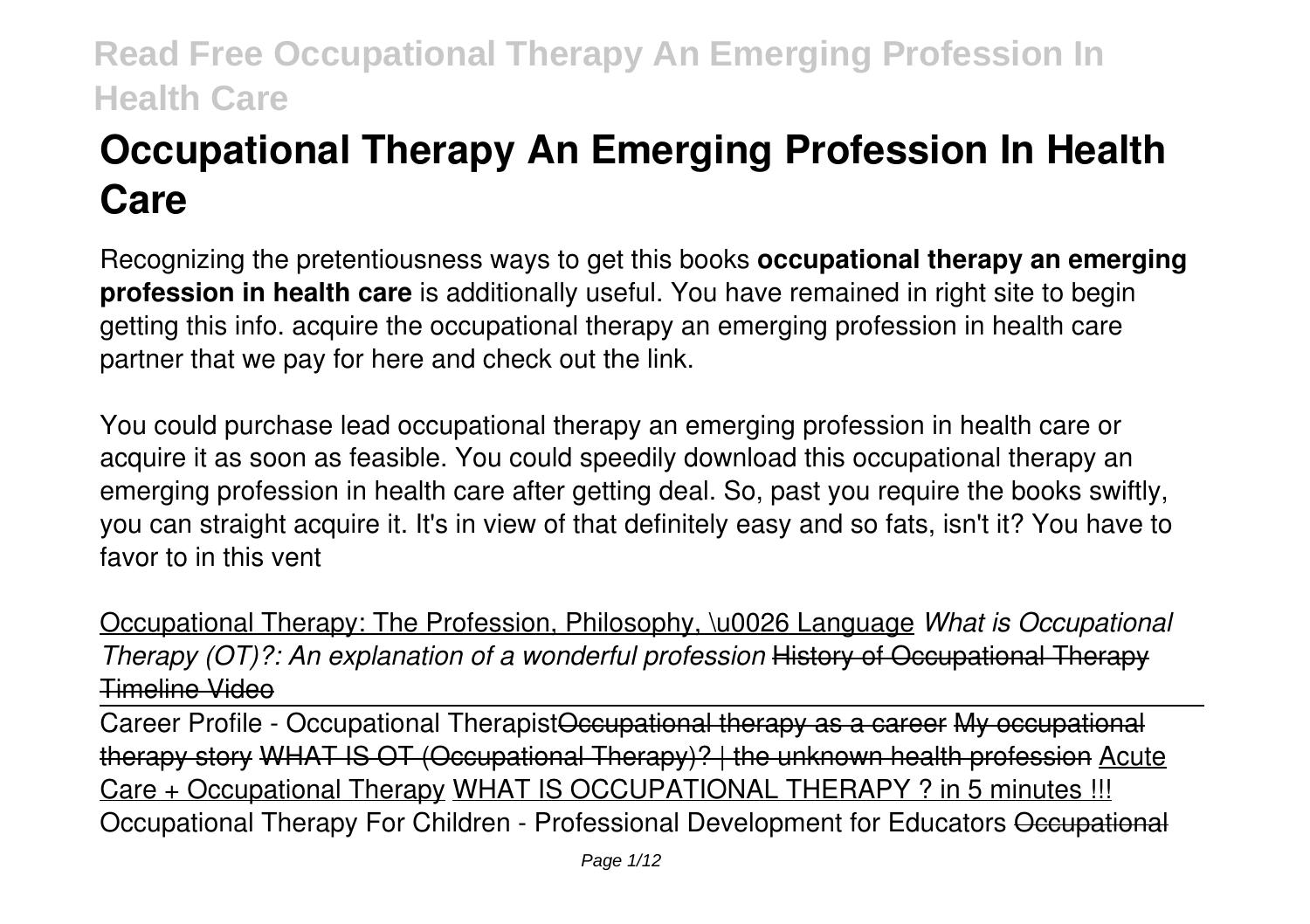# Occupational Therapy An Emerging Profession In Health Care

Recognizing the pretentiousness ways to get this books **occupational therapy an emerging profession in health care** is additionally useful. You have remained in right site to begin getting this info. acquire the occupational therapy an emerging profession in health care partner that we pay for here and check out the link.

You could purchase lead occupational therapy an emerging profession in health care or acquire it as soon as feasible. You could speedily download this occupational therapy an emerging profession in health care after getting deal. So, past you require the books swiftly, you can straight acquire it. It's in view of that definitely easy and so fats, isn't it? You have to favor to in this vent

Occupational Therapy: The Profession, Philosophy, \u0026 Language *What is Occupational Therapy (OT)?: An explanation of a wonderful profession* ~~History of Occupational Therapy Timeline Video~~

Career Profile - Occupational Therapist~~Occupational therapy as a career~~ ~~My occupational therapy story~~ ~~WHAT IS OT (Occupational Therapy)? | the unknown health profession~~ Acute Care + Occupational Therapy WHAT IS OCCUPATIONAL THERAPY ? in 5 minutes !!! Occupational Therapy For Children - Professional Development for Educators ~~Occupational~~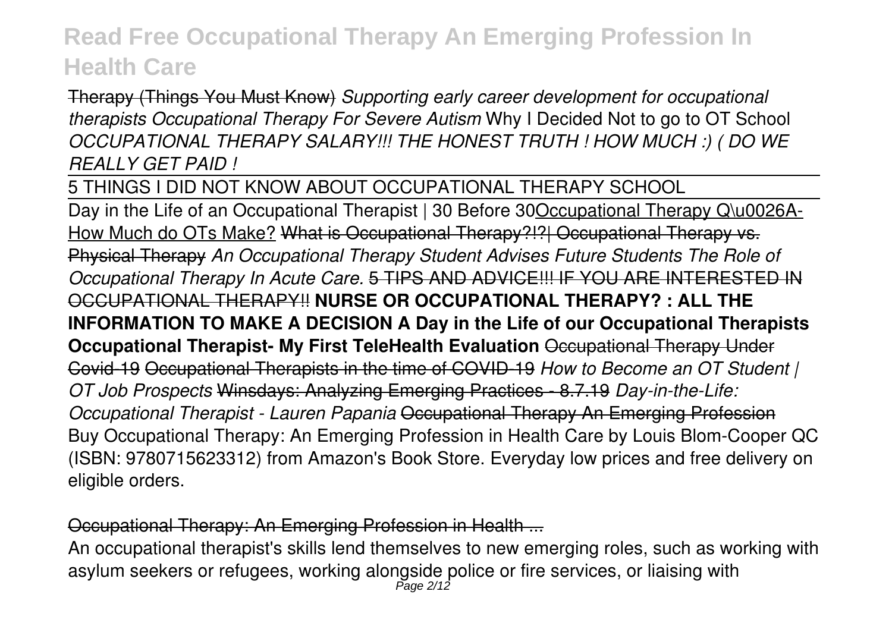Therapy (Things You Must Know) *Supporting early career development for occupational therapists Occupational Therapy For Severe Autism* Why I Decided Not to go to OT School *OCCUPATIONAL THERAPY SALARY!!! THE HONEST TRUTH ! HOW MUCH :) ( DO WE REALLY GET PAID !*

5 THINGS I DID NOT KNOW ABOUT OCCUPATIONAL THERAPY SCHOOL

Day in the Life of an Occupational Therapist | 30 Before 30Occupational Therapy Q\u0026A- How Much do OTs Make? ~~What is Occupational Therapy?!?| Occupational Therapy vs. Physical Therapy~~ *An Occupational Therapy Student Advises Future Students The Role of Occupational Therapy In Acute Care.* ~~5 TIPS AND ADVICE!!! IF YOU ARE INTERESTED IN OCCUPATIONAL THERAPY!!~~ **NURSE OR OCCUPATIONAL THERAPY? : ALL THE INFORMATION TO MAKE A DECISION A Day in the Life of our Occupational Therapists Occupational Therapist- My First TeleHealth Evaluation** ~~Occupational Therapy Under Covid-19 Occupational Therapists in the time of COVID-19~~ *How to Become an OT Student | OT Job Prospects* ~~Winsdays: Analyzing Emerging Practices - 8.7.19~~ *Day-in-the-Life: Occupational Therapist - Lauren Papania* ~~Occupational Therapy An Emerging Profession~~

Buy Occupational Therapy: An Emerging Profession in Health Care by Louis Blom-Cooper QC (ISBN: 9780715623312) from Amazon's Book Store. Everyday low prices and free delivery on eligible orders.

## Occupational Therapy: An Emerging Profession in Health ...

An occupational therapist's skills lend themselves to new emerging roles, such as working with asylum seekers or refugees, working alongside police or fire services, or liaising with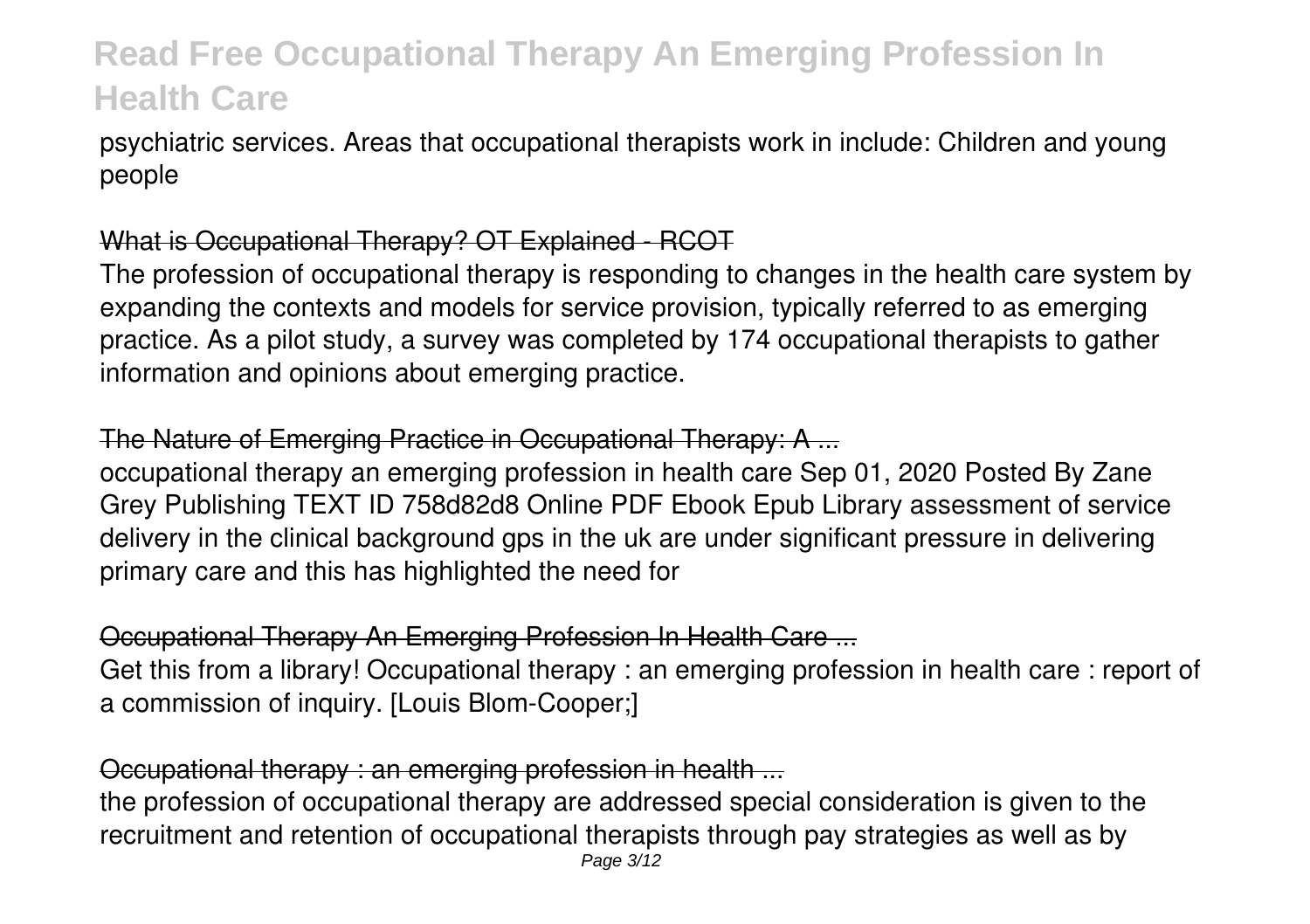psychiatric services. Areas that occupational therapists work in include: Children and young people

What is Occupational Therapy? OT Explained - RCOT

The profession of occupational therapy is responding to changes in the health care system by expanding the contexts and models for service provision, typically referred to as emerging practice. As a pilot study, a survey was completed by 174 occupational therapists to gather information and opinions about emerging practice.

The Nature of Emerging Practice in Occupational Therapy: A ...

occupational therapy an emerging profession in health care Sep 01, 2020 Posted By Zane Grey Publishing TEXT ID 758d82d8 Online PDF Ebook Epub Library assessment of service delivery in the clinical background gps in the uk are under significant pressure in delivering primary care and this has highlighted the need for

Occupational Therapy An Emerging Profession In Health Care ...

Get this from a library! Occupational therapy : an emerging profession in health care : report of a commission of inquiry. [Louis Blom-Cooper;]

Occupational therapy : an emerging profession in health ...

the profession of occupational therapy are addressed special consideration is given to the recruitment and retention of occupational therapists through pay strategies as well as by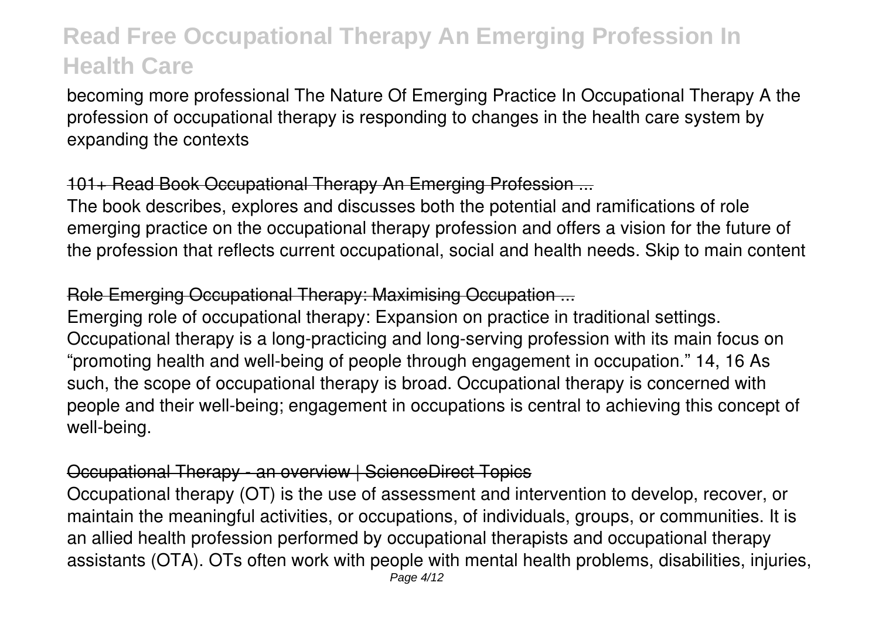becoming more professional The Nature Of Emerging Practice In Occupational Therapy A the profession of occupational therapy is responding to changes in the health care system by expanding the contexts

## 101+ Read Book Occupational Therapy An Emerging Profession ...

The book describes, explores and discusses both the potential and ramifications of role emerging practice on the occupational therapy profession and offers a vision for the future of the profession that reflects current occupational, social and health needs. Skip to main content

## Role Emerging Occupational Therapy: Maximising Occupation ...

Emerging role of occupational therapy: Expansion on practice in traditional settings. Occupational therapy is a long-practicing and long-serving profession with its main focus on "promoting health and well-being of people through engagement in occupation." 14, 16 As such, the scope of occupational therapy is broad. Occupational therapy is concerned with people and their well-being; engagement in occupations is central to achieving this concept of well-being.

## Occupational Therapy - an overview | ScienceDirect Topics

Occupational therapy (OT) is the use of assessment and intervention to develop, recover, or maintain the meaningful activities, or occupations, of individuals, groups, or communities. It is an allied health profession performed by occupational therapists and occupational therapy assistants (OTA). OTs often work with people with mental health problems, disabilities, injuries,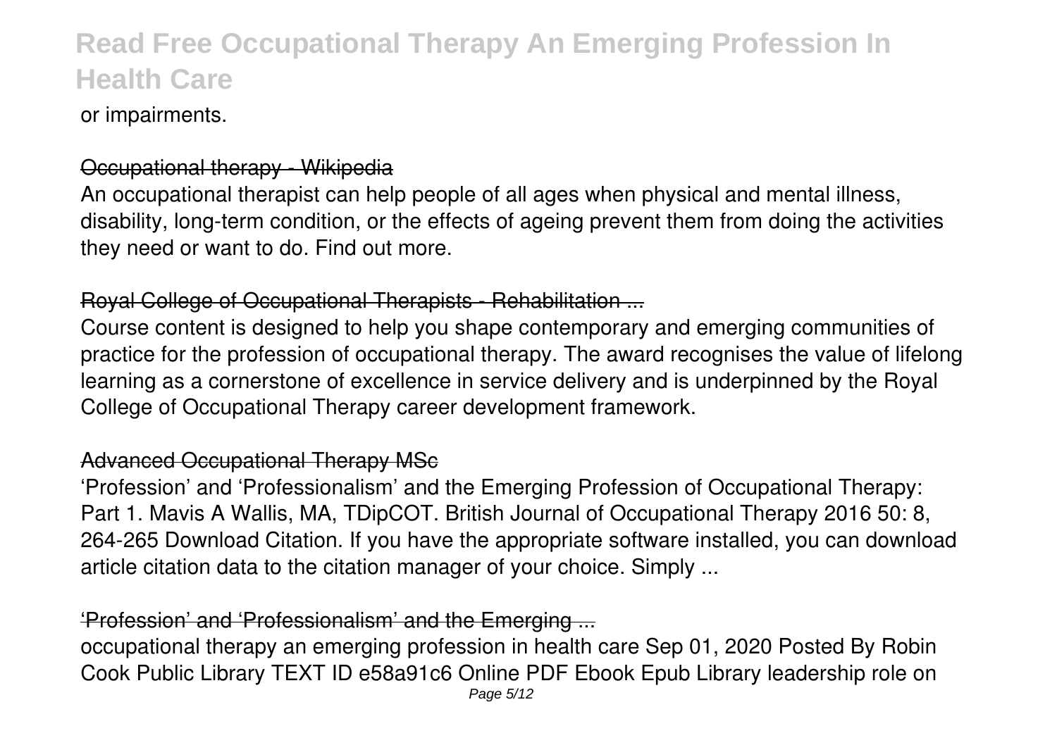or impairments.

## Occupational therapy - Wikipedia

An occupational therapist can help people of all ages when physical and mental illness, disability, long-term condition, or the effects of ageing prevent them from doing the activities they need or want to do. Find out more.

## Royal College of Occupational Therapists - Rehabilitation ...

Course content is designed to help you shape contemporary and emerging communities of practice for the profession of occupational therapy. The award recognises the value of lifelong learning as a cornerstone of excellence in service delivery and is underpinned by the Royal College of Occupational Therapy career development framework.

## Advanced Occupational Therapy MSc

'Profession' and 'Professionalism' and the Emerging Profession of Occupational Therapy: Part 1. Mavis A Wallis, MA, TDipCOT. British Journal of Occupational Therapy 2016 50: 8, 264-265 Download Citation. If you have the appropriate software installed, you can download article citation data to the citation manager of your choice. Simply ...

## 'Profession' and 'Professionalism' and the Emerging ...

occupational therapy an emerging profession in health care Sep 01, 2020 Posted By Robin Cook Public Library TEXT ID e58a91c6 Online PDF Ebook Epub Library leadership role on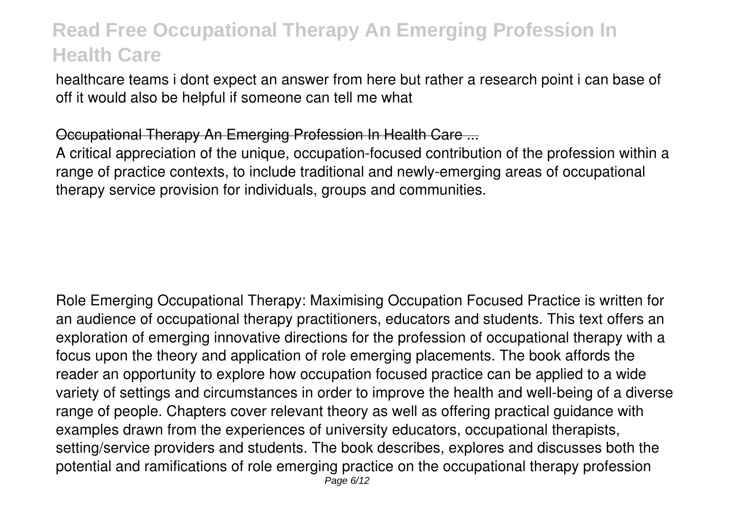healthcare teams i dont expect an answer from here but rather a research point i can base of off it would also be helpful if someone can tell me what

Occupational Therapy An Emerging Profession In Health Care ...

A critical appreciation of the unique, occupation-focused contribution of the profession within a range of practice contexts, to include traditional and newly-emerging areas of occupational therapy service provision for individuals, groups and communities.

Role Emerging Occupational Therapy: Maximising Occupation Focused Practice is written for an audience of occupational therapy practitioners, educators and students. This text offers an exploration of emerging innovative directions for the profession of occupational therapy with a focus upon the theory and application of role emerging placements. The book affords the reader an opportunity to explore how occupation focused practice can be applied to a wide variety of settings and circumstances in order to improve the health and well-being of a diverse range of people. Chapters cover relevant theory as well as offering practical guidance with examples drawn from the experiences of university educators, occupational therapists, setting/service providers and students. The book describes, explores and discusses both the potential and ramifications of role emerging practice on the occupational therapy profession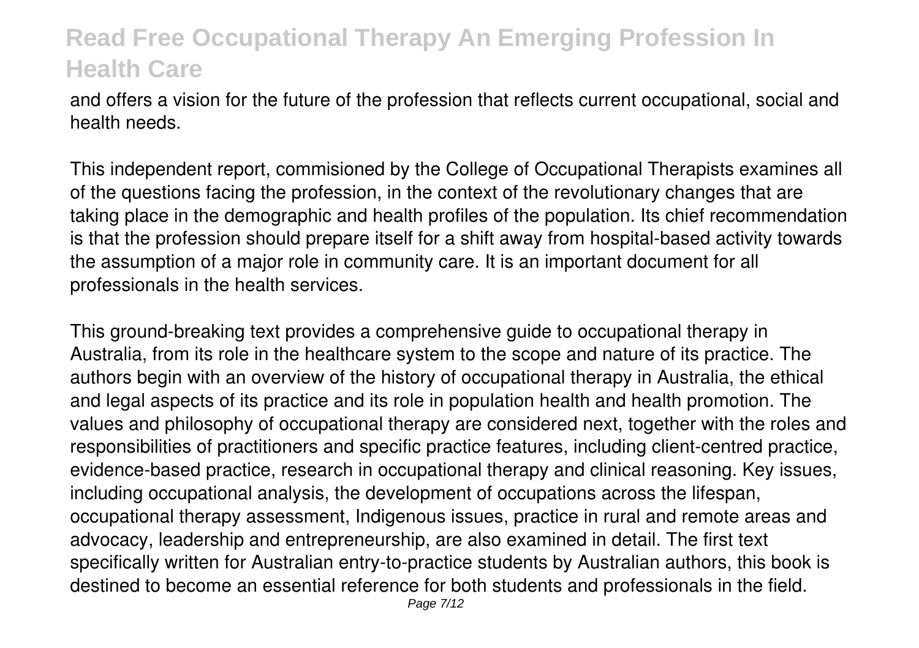and offers a vision for the future of the profession that reflects current occupational, social and health needs.

This independent report, commisioned by the College of Occupational Therapists examines all of the questions facing the profession, in the context of the revolutionary changes that are taking place in the demographic and health profiles of the population. Its chief recommendation is that the profession should prepare itself for a shift away from hospital-based activity towards the assumption of a major role in community care. It is an important document for all professionals in the health services.

This ground-breaking text provides a comprehensive guide to occupational therapy in Australia, from its role in the healthcare system to the scope and nature of its practice. The authors begin with an overview of the history of occupational therapy in Australia, the ethical and legal aspects of its practice and its role in population health and health promotion. The values and philosophy of occupational therapy are considered next, together with the roles and responsibilities of practitioners and specific practice features, including client-centred practice, evidence-based practice, research in occupational therapy and clinical reasoning. Key issues, including occupational analysis, the development of occupations across the lifespan, occupational therapy assessment, Indigenous issues, practice in rural and remote areas and advocacy, leadership and entrepreneurship, are also examined in detail. The first text specifically written for Australian entry-to-practice students by Australian authors, this book is destined to become an essential reference for both students and professionals in the field.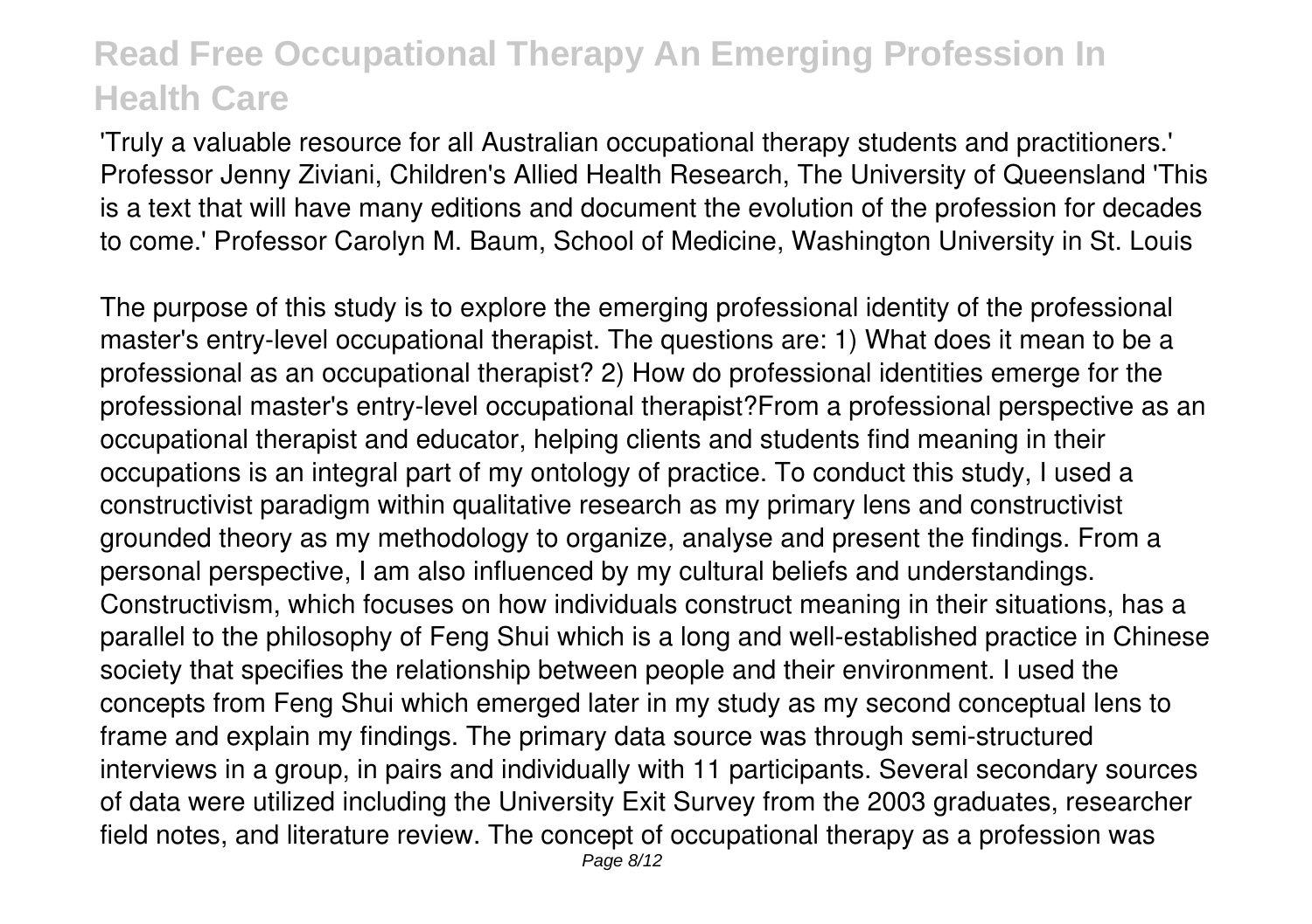'Truly a valuable resource for all Australian occupational therapy students and practitioners.' Professor Jenny Ziviani, Children's Allied Health Research, The University of Queensland 'This is a text that will have many editions and document the evolution of the profession for decades to come.' Professor Carolyn M. Baum, School of Medicine, Washington University in St. Louis

The purpose of this study is to explore the emerging professional identity of the professional master's entry-level occupational therapist. The questions are: 1) What does it mean to be a professional as an occupational therapist? 2) How do professional identities emerge for the professional master's entry-level occupational therapist?From a professional perspective as an occupational therapist and educator, helping clients and students find meaning in their occupations is an integral part of my ontology of practice. To conduct this study, I used a constructivist paradigm within qualitative research as my primary lens and constructivist grounded theory as my methodology to organize, analyse and present the findings. From a personal perspective, I am also influenced by my cultural beliefs and understandings. Constructivism, which focuses on how individuals construct meaning in their situations, has a parallel to the philosophy of Feng Shui which is a long and well-established practice in Chinese society that specifies the relationship between people and their environment. I used the concepts from Feng Shui which emerged later in my study as my second conceptual lens to frame and explain my findings. The primary data source was through semi-structured interviews in a group, in pairs and individually with 11 participants. Several secondary sources of data were utilized including the University Exit Survey from the 2003 graduates, researcher field notes, and literature review. The concept of occupational therapy as a profession was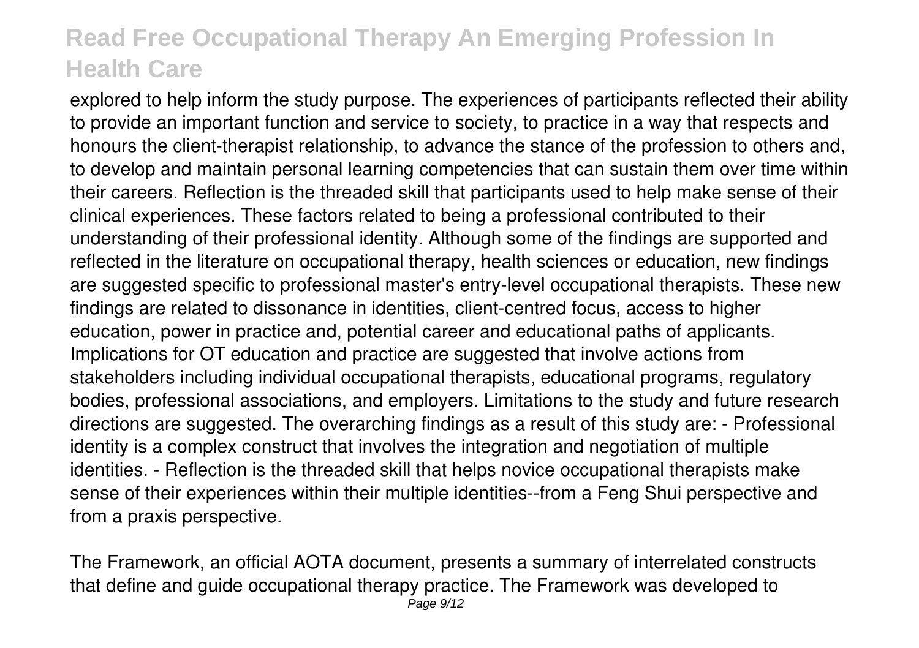explored to help inform the study purpose. The experiences of participants reflected their ability to provide an important function and service to society, to practice in a way that respects and honours the client-therapist relationship, to advance the stance of the profession to others and, to develop and maintain personal learning competencies that can sustain them over time within their careers. Reflection is the threaded skill that participants used to help make sense of their clinical experiences. These factors related to being a professional contributed to their understanding of their professional identity. Although some of the findings are supported and reflected in the literature on occupational therapy, health sciences or education, new findings are suggested specific to professional master's entry-level occupational therapists. These new findings are related to dissonance in identities, client-centred focus, access to higher education, power in practice and, potential career and educational paths of applicants. Implications for OT education and practice are suggested that involve actions from stakeholders including individual occupational therapists, educational programs, regulatory bodies, professional associations, and employers. Limitations to the study and future research directions are suggested. The overarching findings as a result of this study are: - Professional identity is a complex construct that involves the integration and negotiation of multiple identities. - Reflection is the threaded skill that helps novice occupational therapists make sense of their experiences within their multiple identities--from a Feng Shui perspective and from a praxis perspective.

The Framework, an official AOTA document, presents a summary of interrelated constructs that define and guide occupational therapy practice. The Framework was developed to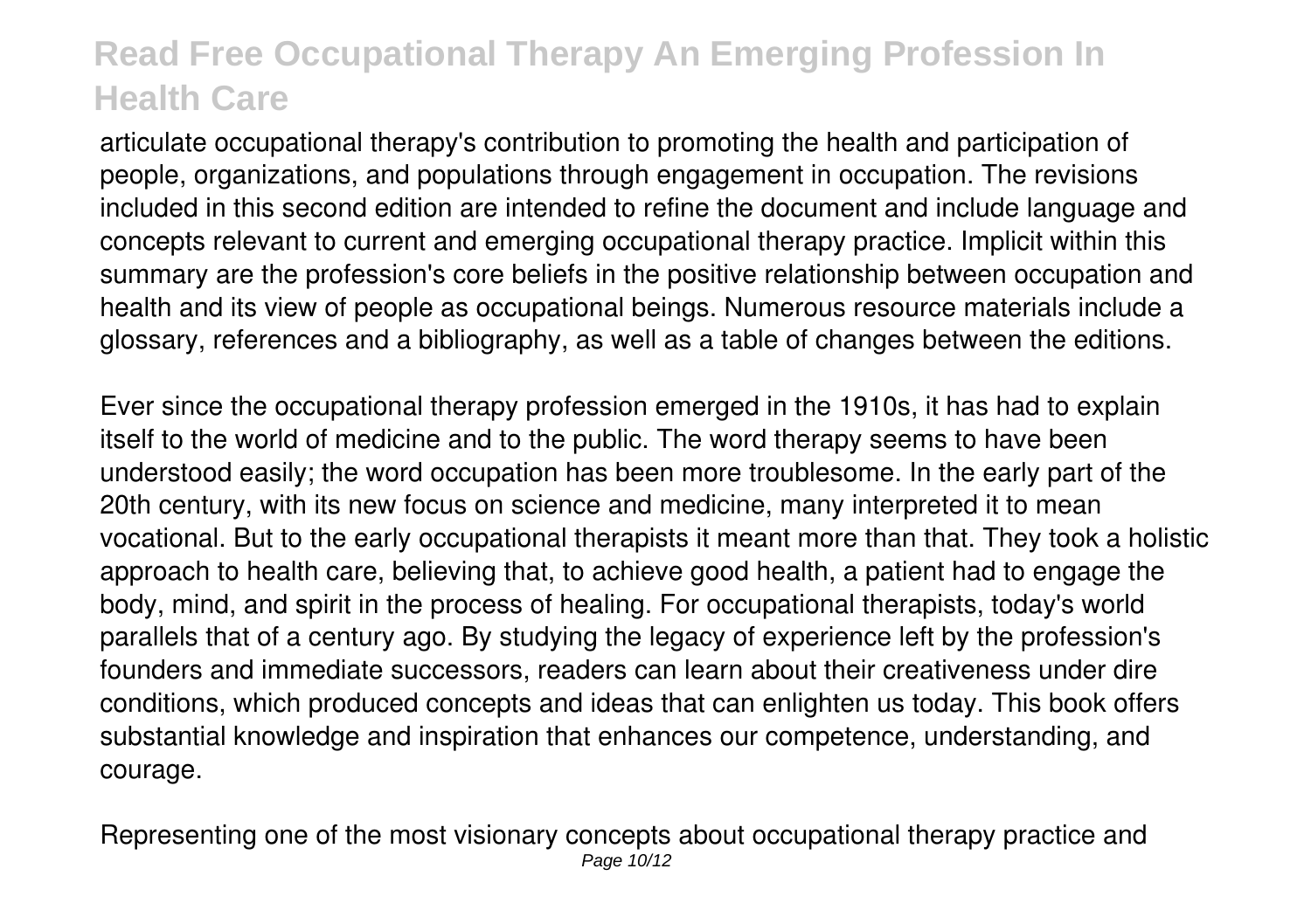articulate occupational therapy's contribution to promoting the health and participation of people, organizations, and populations through engagement in occupation. The revisions included in this second edition are intended to refine the document and include language and concepts relevant to current and emerging occupational therapy practice. Implicit within this summary are the profession's core beliefs in the positive relationship between occupation and health and its view of people as occupational beings. Numerous resource materials include a glossary, references and a bibliography, as well as a table of changes between the editions.

Ever since the occupational therapy profession emerged in the 1910s, it has had to explain itself to the world of medicine and to the public. The word therapy seems to have been understood easily; the word occupation has been more troublesome. In the early part of the 20th century, with its new focus on science and medicine, many interpreted it to mean vocational. But to the early occupational therapists it meant more than that. They took a holistic approach to health care, believing that, to achieve good health, a patient had to engage the body, mind, and spirit in the process of healing. For occupational therapists, today's world parallels that of a century ago. By studying the legacy of experience left by the profession's founders and immediate successors, readers can learn about their creativeness under dire conditions, which produced concepts and ideas that can enlighten us today. This book offers substantial knowledge and inspiration that enhances our competence, understanding, and courage.

Representing one of the most visionary concepts about occupational therapy practice and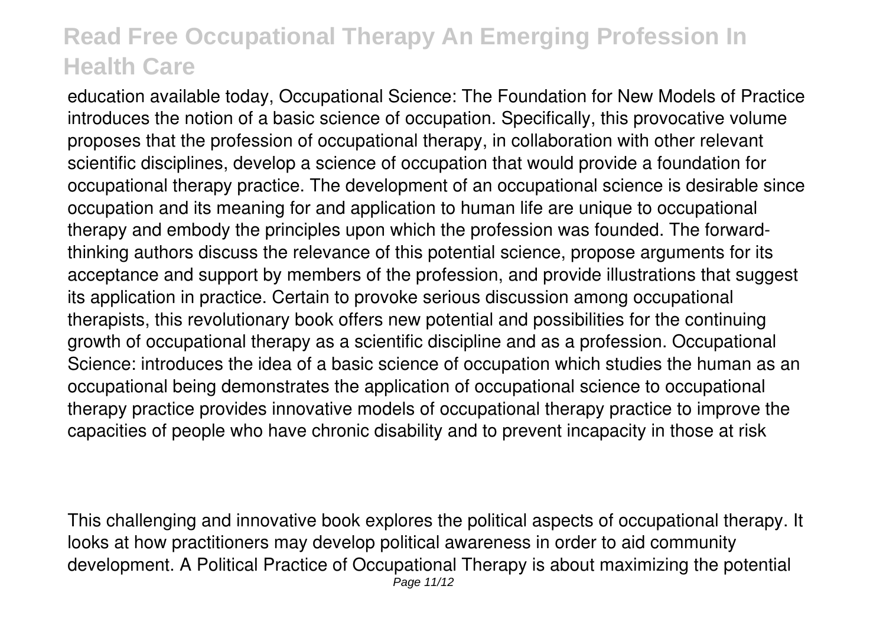education available today, Occupational Science: The Foundation for New Models of Practice introduces the notion of a basic science of occupation. Specifically, this provocative volume proposes that the profession of occupational therapy, in collaboration with other relevant scientific disciplines, develop a science of occupation that would provide a foundation for occupational therapy practice. The development of an occupational science is desirable since occupation and its meaning for and application to human life are unique to occupational therapy and embody the principles upon which the profession was founded. The forward-thinking authors discuss the relevance of this potential science, propose arguments for its acceptance and support by members of the profession, and provide illustrations that suggest its application in practice. Certain to provoke serious discussion among occupational therapists, this revolutionary book offers new potential and possibilities for the continuing growth of occupational therapy as a scientific discipline and as a profession. Occupational Science: introduces the idea of a basic science of occupation which studies the human as an occupational being demonstrates the application of occupational science to occupational therapy practice provides innovative models of occupational therapy practice to improve the capacities of people who have chronic disability and to prevent incapacity in those at risk

This challenging and innovative book explores the political aspects of occupational therapy. It looks at how practitioners may develop political awareness in order to aid community development. A Political Practice of Occupational Therapy is about maximizing the potential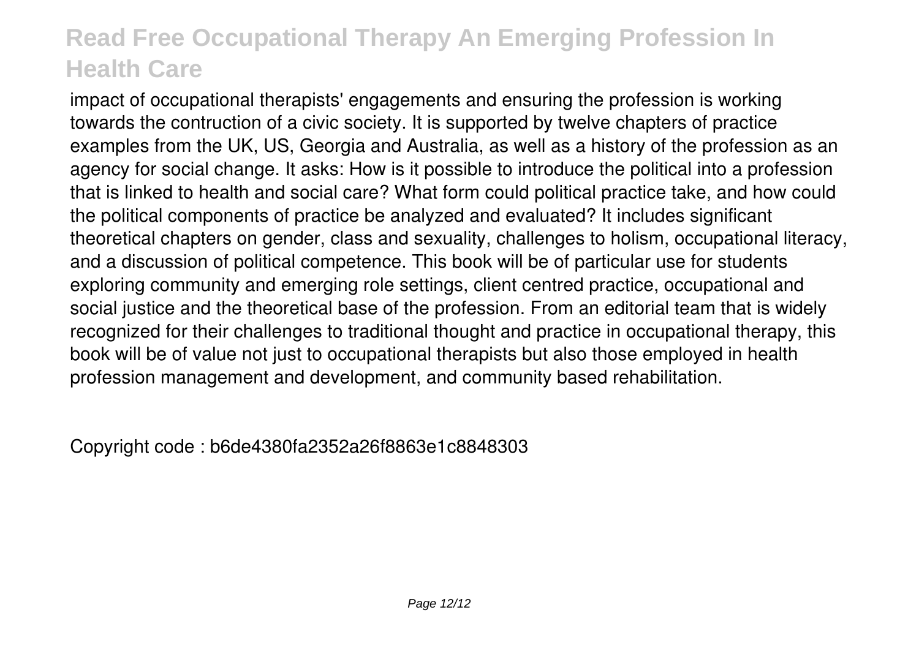impact of occupational therapists' engagements and ensuring the profession is working towards the contruction of a civic society. It is supported by twelve chapters of practice examples from the UK, US, Georgia and Australia, as well as a history of the profession as an agency for social change. It asks: How is it possible to introduce the political into a profession that is linked to health and social care? What form could political practice take, and how could the political components of practice be analyzed and evaluated? It includes significant theoretical chapters on gender, class and sexuality, challenges to holism, occupational literacy, and a discussion of political competence. This book will be of particular use for students exploring community and emerging role settings, client centred practice, occupational and social justice and the theoretical base of the profession. From an editorial team that is widely recognized for their challenges to traditional thought and practice in occupational therapy, this book will be of value not just to occupational therapists but also those employed in health profession management and development, and community based rehabilitation.

Copyright code : b6de4380fa2352a26f8863e1c8848303